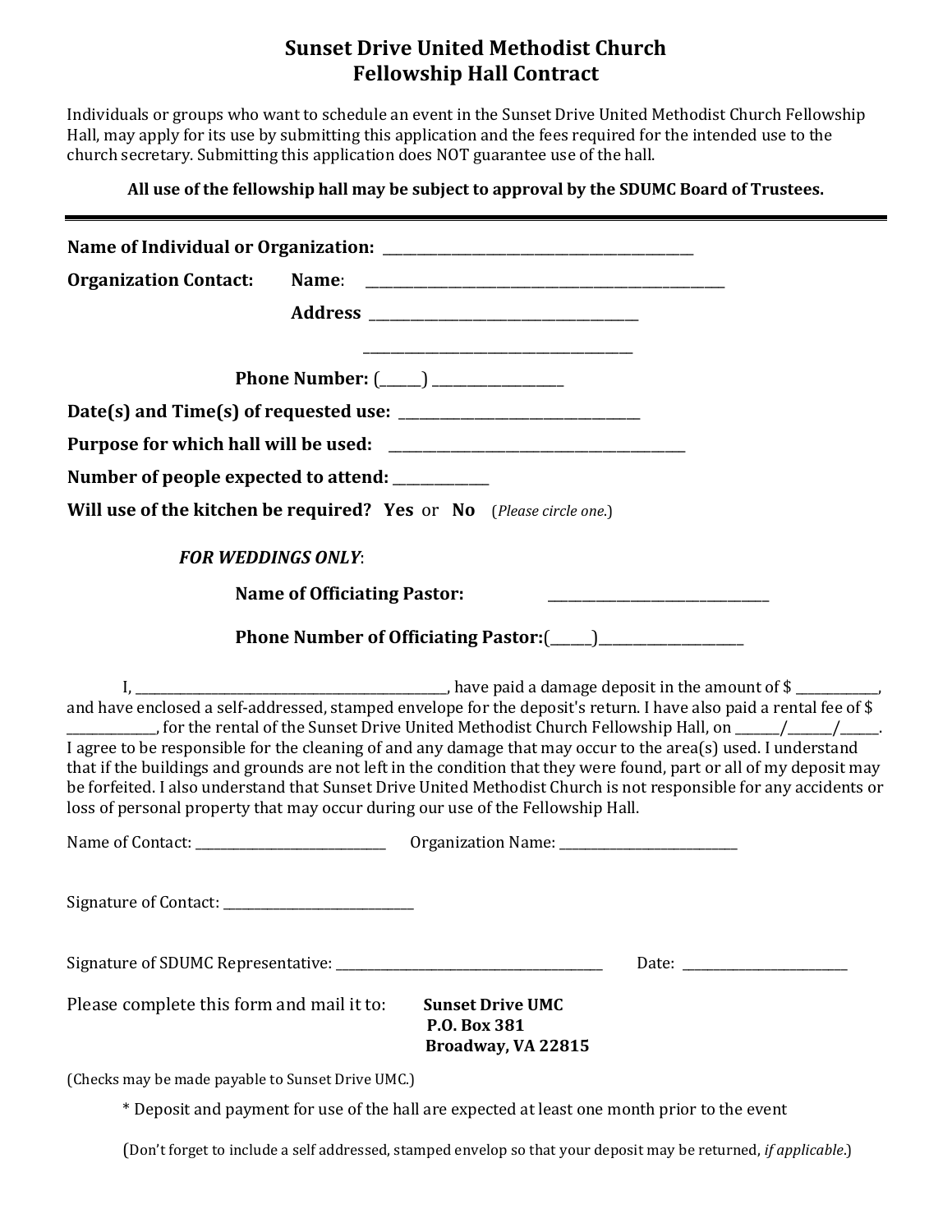# Sunset Drive United Methodist Church
## Fellowship Hall Contract

Individuals or groups who want to schedule an event in the Sunset Drive United Methodist Church Fellowship Hall, may apply for its use by submitting this application and the fees required for the intended use to the church secretary. Submitting this application does NOT guarantee use of the hall.

**All use of the fellowship hall may be subject to approval by the SDUMC Board of Trustees.**

---

**Name of Individual or Organization:** ________________________________________

**Organization Contact:** **Name**: ________________________________________

**Address** ________________________________

________________________________

**Phone Number:** (_____) ________________

**Date(s) and Time(s) of requested use:** ______________________________

**Purpose for which hall will be used:** ____________________________________

**Number of people expected to attend:** ___________

**Will use of the kitchen be required? Yes** or **No** (*Please circle one.*)

***FOR WEDDINGS ONLY***:

**Name of Officiating Pastor:** ____________________________

**Phone Number of Officiating Pastor:**(_____)__________________

I, ________________________________________, have paid a damage deposit in the amount of $ ___________, and have enclosed a self-addressed, stamped envelope for the deposit's return. I have also paid a rental fee of $ ___________, for the rental of the Sunset Drive United Methodist Church Fellowship Hall, on ______/______/_____. I agree to be responsible for the cleaning of and any damage that may occur to the area(s) used. I understand that if the buildings and grounds are not left in the condition that they were found, part or all of my deposit may be forfeited. I also understand that Sunset Drive United Methodist Church is not responsible for any accidents or loss of personal property that may occur during our use of the Fellowship Hall.

Name of Contact: _________________________ Organization Name: _______________________

Signature of Contact: ________________________

Signature of SDUMC Representative: ____________________________________ Date: ______________________

Please complete this form and mail it to:

**Sunset Drive UMC**
**P.O. Box 381**
**Broadway, VA 22815**

(Checks may be made payable to Sunset Drive UMC.)

\* Deposit and payment for use of the hall are expected at least one month prior to the event

(Don't forget to include a self addressed, stamped envelop so that your deposit may be returned, *if applicable*.)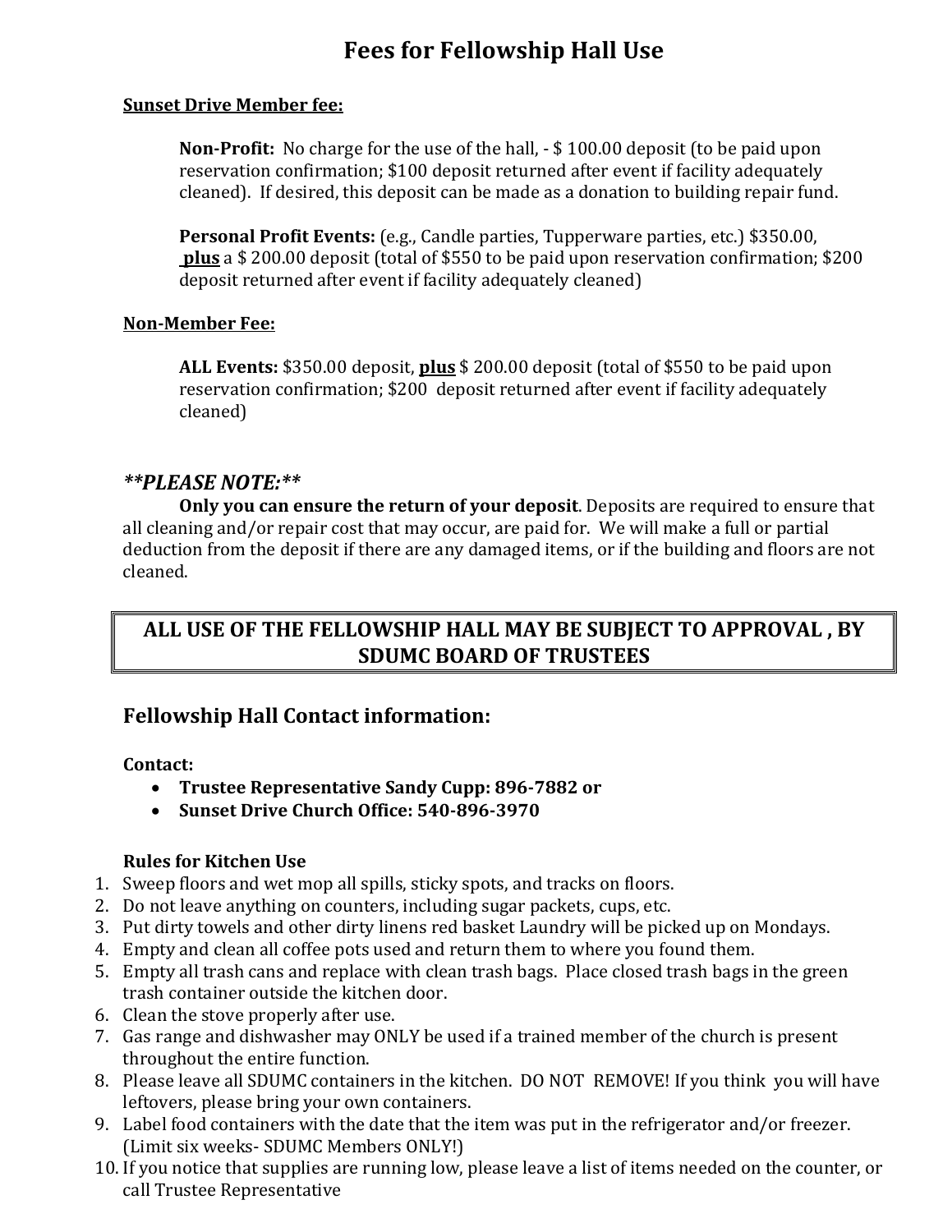# Fees for Fellowship Hall Use

**Sunset Drive Member fee:**

**Non-Profit:** No charge for the use of the hall, - $ 100.00 deposit (to be paid upon reservation confirmation; $100 deposit returned after event if facility adequately cleaned). If desired, this deposit can be made as a donation to building repair fund.

**Personal Profit Events:** (e.g., Candle parties, Tupperware parties, etc.) $350.00, **plus** a $ 200.00 deposit (total of $550 to be paid upon reservation confirmation; $200 deposit returned after event if facility adequately cleaned)

**Non-Member Fee:**

**ALL Events:** $350.00 deposit, **plus** $ 200.00 deposit (total of $550 to be paid upon reservation confirmation; $200 deposit returned after event if facility adequately cleaned)

***\*\*PLEASE NOTE:\*\**** 

**Only you can ensure the return of your deposit**. Deposits are required to ensure that all cleaning and/or repair cost that may occur, are paid for. We will make a full or partial deduction from the deposit if there are any damaged items, or if the building and floors are not cleaned.

**ALL USE OF THE FELLOWSHIP HALL MAY BE SUBJECT TO APPROVAL , BY SDUMC BOARD OF TRUSTEES**

## Fellowship Hall Contact information:

**Contact:**

- **Trustee Representative Sandy Cupp: 896-7882 or**
- **Sunset Drive Church Office: 540-896-3970**

**Rules for Kitchen Use**

1. Sweep floors and wet mop all spills, sticky spots, and tracks on floors.
2. Do not leave anything on counters, including sugar packets, cups, etc.
3. Put dirty towels and other dirty linens red basket Laundry will be picked up on Mondays.
4. Empty and clean all coffee pots used and return them to where you found them.
5. Empty all trash cans and replace with clean trash bags. Place closed trash bags in the green trash container outside the kitchen door.
6. Clean the stove properly after use.
7. Gas range and dishwasher may ONLY be used if a trained member of the church is present throughout the entire function.
8. Please leave all SDUMC containers in the kitchen. DO NOT REMOVE! If you think you will have leftovers, please bring your own containers.
9. Label food containers with the date that the item was put in the refrigerator and/or freezer. (Limit six weeks- SDUMC Members ONLY!)
10. If you notice that supplies are running low, please leave a list of items needed on the counter, or call Trustee Representative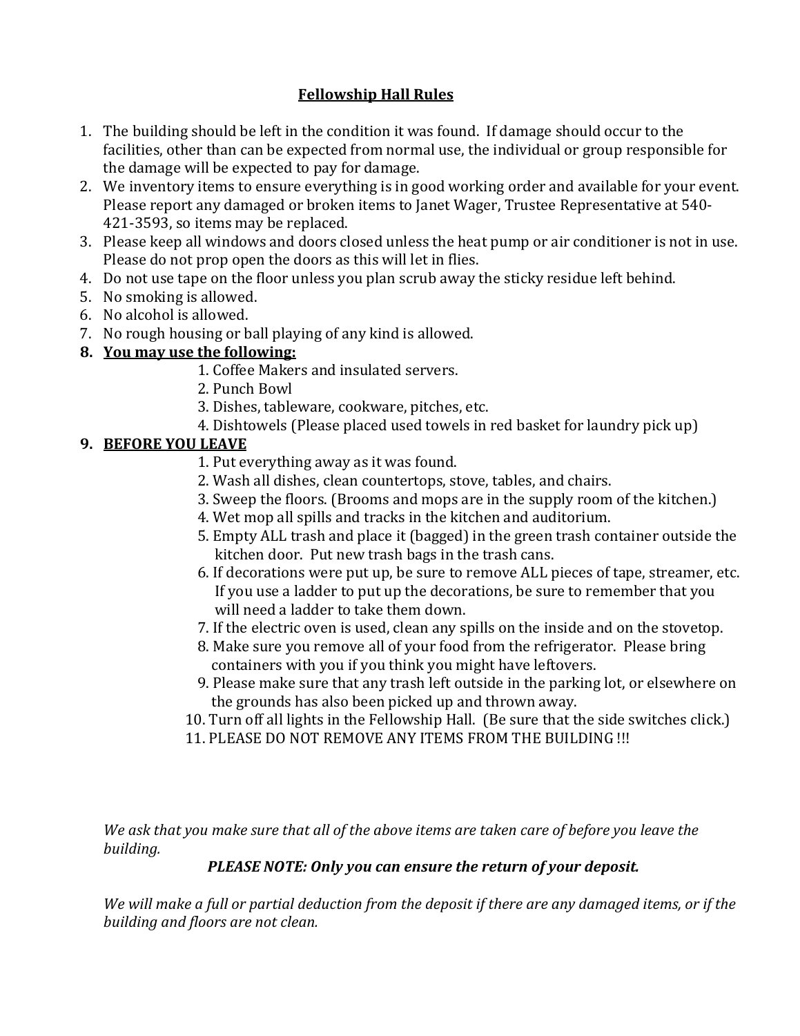# Fellowship Hall Rules

1. The building should be left in the condition it was found. If damage should occur to the facilities, other than can be expected from normal use, the individual or group responsible for the damage will be expected to pay for damage.
2. We inventory items to ensure everything is in good working order and available for your event. Please report any damaged or broken items to Janet Wager, Trustee Representative at 540-421-3593, so items may be replaced.
3. Please keep all windows and doors closed unless the heat pump or air conditioner is not in use. Please do not prop open the doors as this will let in flies.
4. Do not use tape on the floor unless you plan scrub away the sticky residue left behind.
5. No smoking is allowed.
6. No alcohol is allowed.
7. No rough housing or ball playing of any kind is allowed.
8. **You may use the following:**
    1. Coffee Makers and insulated servers.
    2. Punch Bowl
    3. Dishes, tableware, cookware, pitches, etc.
    4. Dishtowels (Please placed used towels in red basket for laundry pick up)
9. **BEFORE YOU LEAVE**
    1. Put everything away as it was found.
    2. Wash all dishes, clean countertops, stove, tables, and chairs.
    3. Sweep the floors. (Brooms and mops are in the supply room of the kitchen.)
    4. Wet mop all spills and tracks in the kitchen and auditorium.
    5. Empty ALL trash and place it (bagged) in the green trash container outside the kitchen door. Put new trash bags in the trash cans.
    6. If decorations were put up, be sure to remove ALL pieces of tape, streamer, etc. If you use a ladder to put up the decorations, be sure to remember that you will need a ladder to take them down.
    7. If the electric oven is used, clean any spills on the inside and on the stovetop.
    8. Make sure you remove all of your food from the refrigerator. Please bring containers with you if you think you might have leftovers.
    9. Please make sure that any trash left outside in the parking lot, or elsewhere on the grounds has also been picked up and thrown away.
    10. Turn off all lights in the Fellowship Hall. (Be sure that the side switches click.)
    11. PLEASE DO NOT REMOVE ANY ITEMS FROM THE BUILDING !!!

*We ask that you make sure that all of the above items are taken care of before you leave the building.*

***PLEASE NOTE: Only you can ensure the return of your deposit.***

*We will make a full or partial deduction from the deposit if there are any damaged items, or if the building and floors are not clean.*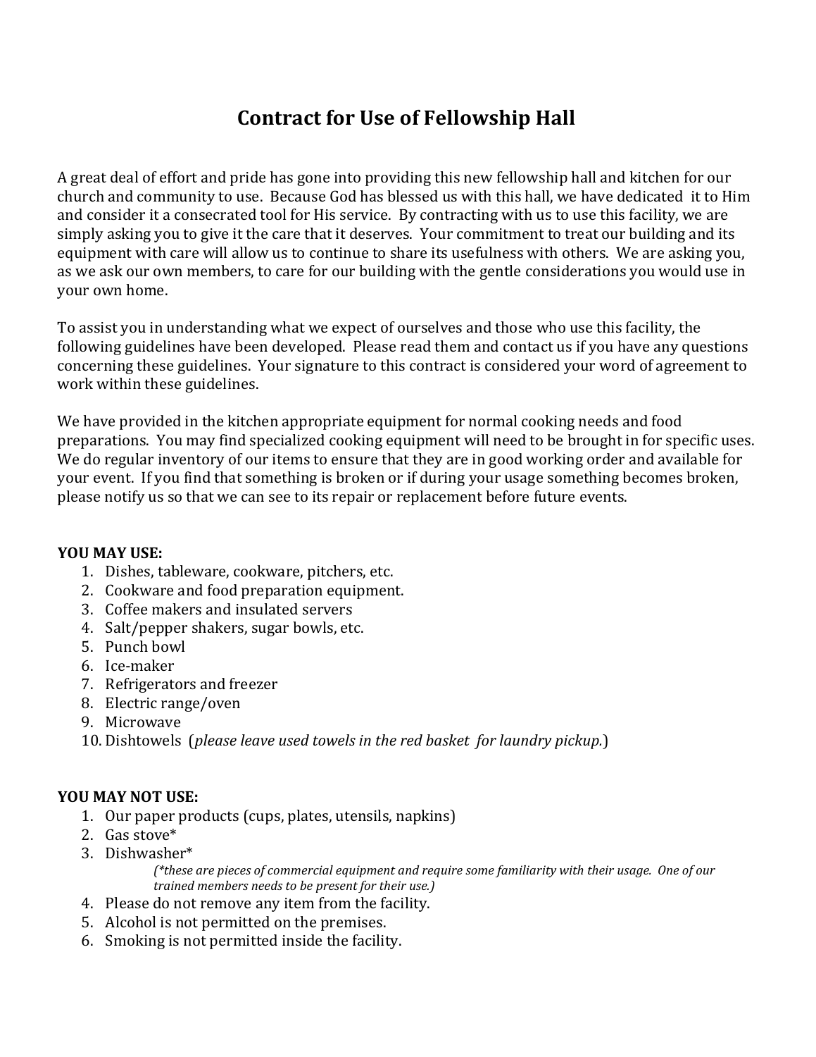# Contract for Use of Fellowship Hall

A great deal of effort and pride has gone into providing this new fellowship hall and kitchen for our church and community to use. Because God has blessed us with this hall, we have dedicated it to Him and consider it a consecrated tool for His service. By contracting with us to use this facility, we are simply asking you to give it the care that it deserves. Your commitment to treat our building and its equipment with care will allow us to continue to share its usefulness with others. We are asking you, as we ask our own members, to care for our building with the gentle considerations you would use in your own home.

To assist you in understanding what we expect of ourselves and those who use this facility, the following guidelines have been developed. Please read them and contact us if you have any questions concerning these guidelines. Your signature to this contract is considered your word of agreement to work within these guidelines.

We have provided in the kitchen appropriate equipment for normal cooking needs and food preparations. You may find specialized cooking equipment will need to be brought in for specific uses. We do regular inventory of our items to ensure that they are in good working order and available for your event. If you find that something is broken or if during your usage something becomes broken, please notify us so that we can see to its repair or replacement before future events.

**YOU MAY USE:**

1. Dishes, tableware, cookware, pitchers, etc.
2. Cookware and food preparation equipment.
3. Coffee makers and insulated servers
4. Salt/pepper shakers, sugar bowls, etc.
5. Punch bowl
6. Ice-maker
7. Refrigerators and freezer
8. Electric range/oven
9. Microwave
10. Dishtowels (*please leave used towels in the red basket for laundry pickup.*)

**YOU MAY NOT USE:**

1. Our paper products (cups, plates, utensils, napkins)
2. Gas stove*
3. Dishwasher*

   *(*these are pieces of commercial equipment and require some familiarity with their usage. One of our trained members needs to be present for their use.)*
4. Please do not remove any item from the facility.
5. Alcohol is not permitted on the premises.
6. Smoking is not permitted inside the facility.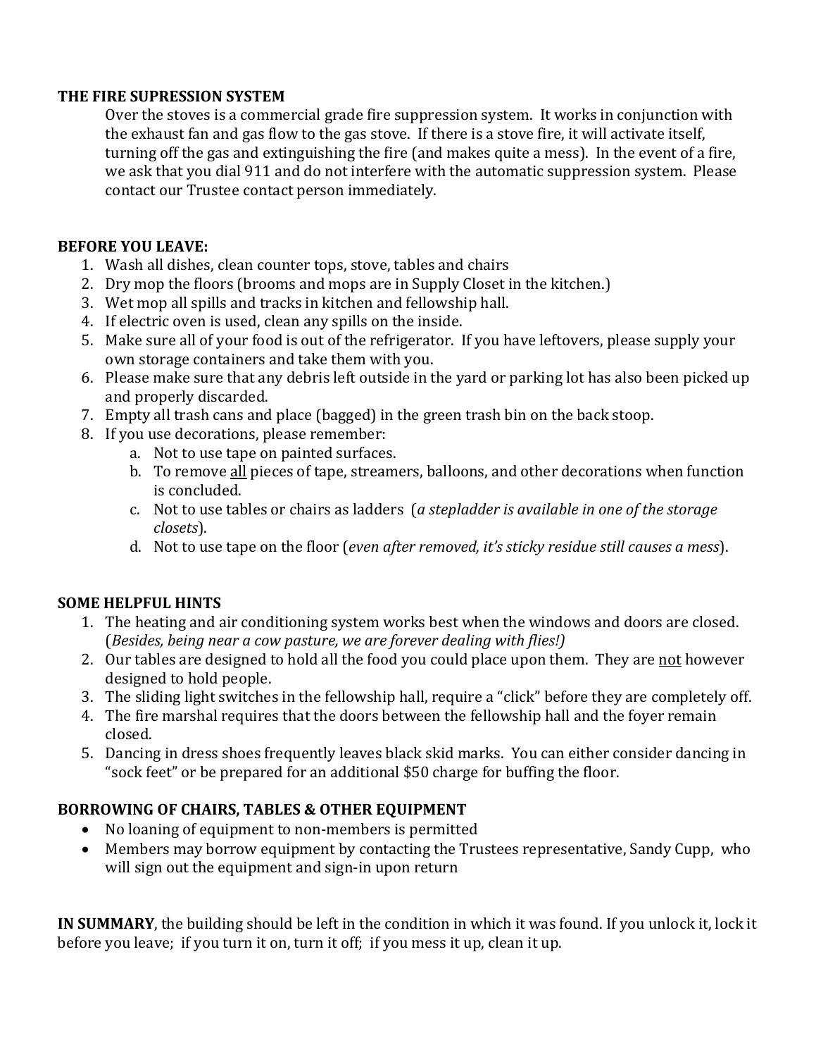## THE FIRE SUPRESSION SYSTEM

Over the stoves is a commercial grade fire suppression system. It works in conjunction with the exhaust fan and gas flow to the gas stove. If there is a stove fire, it will activate itself, turning off the gas and extinguishing the fire (and makes quite a mess). In the event of a fire, we ask that you dial 911 and do not interfere with the automatic suppression system. Please contact our Trustee contact person immediately.

## BEFORE YOU LEAVE:

1. Wash all dishes, clean counter tops, stove, tables and chairs
2. Dry mop the floors (brooms and mops are in Supply Closet in the kitchen.)
3. Wet mop all spills and tracks in kitchen and fellowship hall.
4. If electric oven is used, clean any spills on the inside.
5. Make sure all of your food is out of the refrigerator. If you have leftovers, please supply your own storage containers and take them with you.
6. Please make sure that any debris left outside in the yard or parking lot has also been picked up and properly discarded.
7. Empty all trash cans and place (bagged) in the green trash bin on the back stoop.
8. If you use decorations, please remember:
   a. Not to use tape on painted surfaces.
   b. To remove <u>all</u> pieces of tape, streamers, balloons, and other decorations when function is concluded.
   c. Not to use tables or chairs as ladders (*a stepladder is available in one of the storage closets*).
   d. Not to use tape on the floor (*even after removed, it's sticky residue still causes a mess*).

## SOME HELPFUL HINTS

1. The heating and air conditioning system works best when the windows and doors are closed. (*Besides, being near a cow pasture, we are forever dealing with flies!)*
2. Our tables are designed to hold all the food you could place upon them. They are <u>not</u> however designed to hold people.
3. The sliding light switches in the fellowship hall, require a "click" before they are completely off.
4. The fire marshal requires that the doors between the fellowship hall and the foyer remain closed.
5. Dancing in dress shoes frequently leaves black skid marks. You can either consider dancing in "sock feet" or be prepared for an additional $50 charge for buffing the floor.

## BORROWING OF CHAIRS, TABLES & OTHER EQUIPMENT

- No loaning of equipment to non-members is permitted
- Members may borrow equipment by contacting the Trustees representative, Sandy Cupp, who will sign out the equipment and sign-in upon return

**IN SUMMARY**, the building should be left in the condition in which it was found. If you unlock it, lock it before you leave; if you turn it on, turn it off; if you mess it up, clean it up.